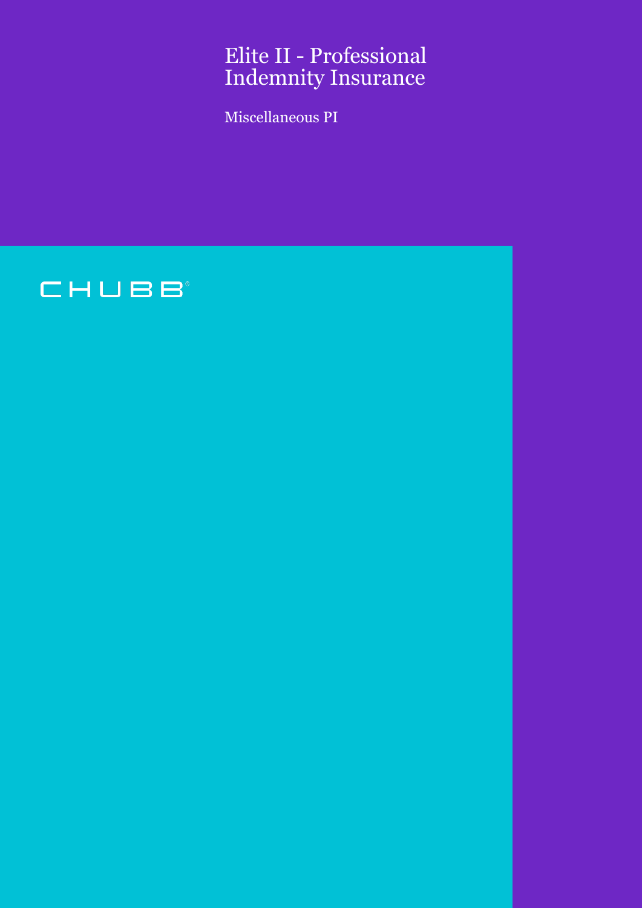# Elite II - Professional Indemnity Insurance

Miscellaneous PI

CHUBB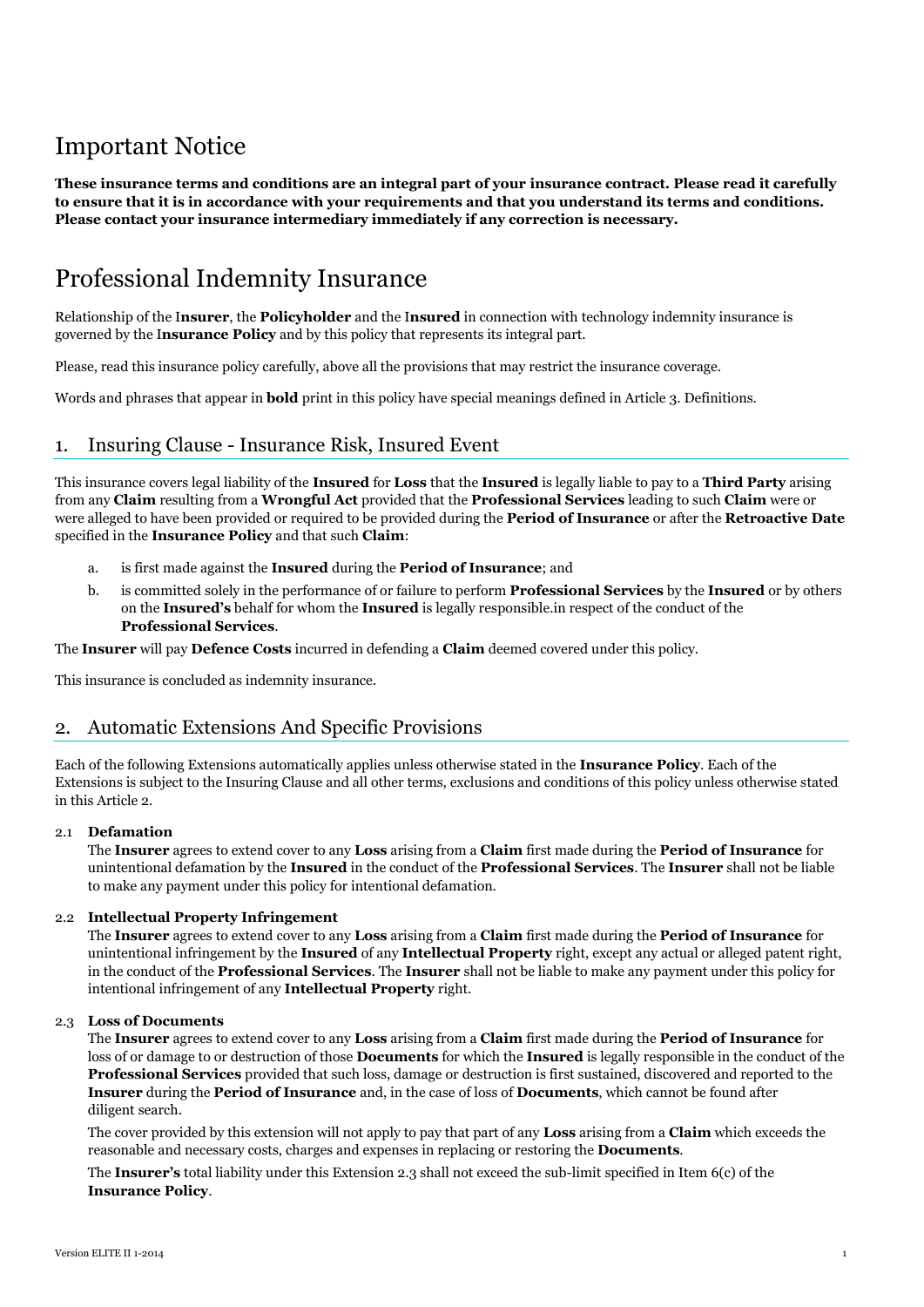# Important Notice

**These insurance terms and conditions are an integral part of your insurance contract. Please read it carefully to ensure that it is in accordance with your requirements and that you understand its terms and conditions. Please contact your insurance intermediary immediately if any correction is necessary.**

# Professional Indemnity Insurance

Relationship of the I**nsurer**, the **Policyholder** and the I**nsured** in connection with technology indemnity insurance is governed by the I**nsurance Policy** and by this policy that represents its integral part.

Please, read this insurance policy carefully, above all the provisions that may restrict the insurance coverage.

Words and phrases that appear in **bold** print in this policy have special meanings defined in Article 3. Definitions.

## 1. Insuring Clause - Insurance Risk, Insured Event

This insurance covers legal liability of the **Insured** for **Loss** that the **Insured** is legally liable to pay to a **Third Party** arising from any **Claim** resulting from a **Wrongful Act** provided that the **Professional Services** leading to such **Claim** were or were alleged to have been provided or required to be provided during the **Period of Insurance** or after the **Retroactive Date** specified in the **Insurance Policy** and that such **Claim**:

a. is first made against the **Insured** during the **Period of Insurance**; and
b. is committed solely in the performance of or failure to perform **Professional Services** by the **Insured** or by others on the **Insured's** behalf for whom the **Insured** is legally responsible.in respect of the conduct of the **Professional Services**.

The **Insurer** will pay **Defence Costs** incurred in defending a **Claim** deemed covered under this policy.

This insurance is concluded as indemnity insurance.

## 2. Automatic Extensions And Specific Provisions

Each of the following Extensions automatically applies unless otherwise stated in the **Insurance Policy**. Each of the Extensions is subject to the Insuring Clause and all other terms, exclusions and conditions of this policy unless otherwise stated in this Article 2.

### 2.1 Defamation

The **Insurer** agrees to extend cover to any **Loss** arising from a **Claim** first made during the **Period of Insurance** for unintentional defamation by the **Insured** in the conduct of the **Professional Services**. The **Insurer** shall not be liable to make any payment under this policy for intentional defamation.

### 2.2 Intellectual Property Infringement

The **Insurer** agrees to extend cover to any **Loss** arising from a **Claim** first made during the **Period of Insurance** for unintentional infringement by the **Insured** of any **Intellectual Property** right, except any actual or alleged patent right, in the conduct of the **Professional Services**. The **Insurer** shall not be liable to make any payment under this policy for intentional infringement of any **Intellectual Property** right.

### 2.3 Loss of Documents

The **Insurer** agrees to extend cover to any **Loss** arising from a **Claim** first made during the **Period of Insurance** for loss of or damage to or destruction of those **Documents** for which the **Insured** is legally responsible in the conduct of the **Professional Services** provided that such loss, damage or destruction is first sustained, discovered and reported to the **Insurer** during the **Period of Insurance** and, in the case of loss of **Documents**, which cannot be found after diligent search.

The cover provided by this extension will not apply to pay that part of any **Loss** arising from a **Claim** which exceeds the reasonable and necessary costs, charges and expenses in replacing or restoring the **Documents**.

The **Insurer's** total liability under this Extension 2.3 shall not exceed the sub-limit specified in Item 6(c) of the **Insurance Policy**.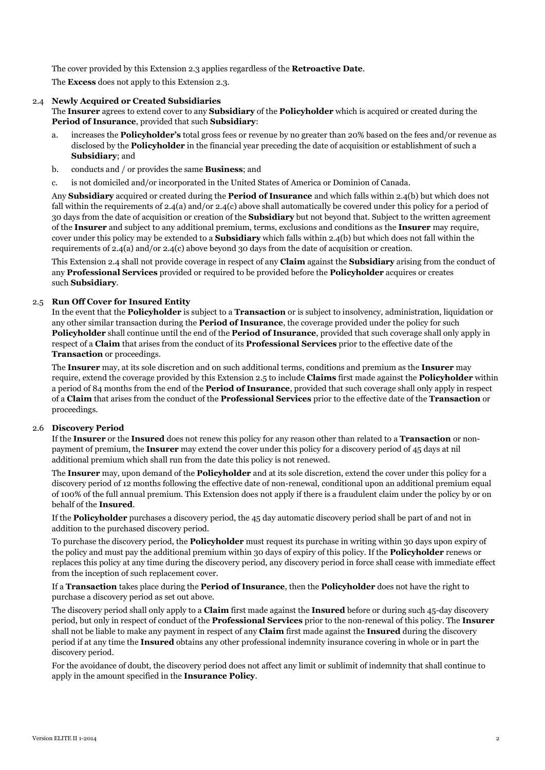The cover provided by this Extension 2.3 applies regardless of the **Retroactive Date**.

The **Excess** does not apply to this Extension 2.3.

2.4 **Newly Acquired or Created Subsidiaries**

The **Insurer** agrees to extend cover to any **Subsidiary** of the **Policyholder** which is acquired or created during the **Period of Insurance**, provided that such **Subsidiary**:

a. increases the **Policyholder's** total gross fees or revenue by no greater than 20% based on the fees and/or revenue as disclosed by the **Policyholder** in the financial year preceding the date of acquisition or establishment of such a **Subsidiary**; and

b. conducts and / or provides the same **Business**; and

c. is not domiciled and/or incorporated in the United States of America or Dominion of Canada.

Any **Subsidiary** acquired or created during the **Period of Insurance** and which falls within 2.4(b) but which does not fall within the requirements of 2.4(a) and/or 2.4(c) above shall automatically be covered under this policy for a period of 30 days from the date of acquisition or creation of the **Subsidiary** but not beyond that. Subject to the written agreement of the **Insurer** and subject to any additional premium, terms, exclusions and conditions as the **Insurer** may require, cover under this policy may be extended to a **Subsidiary** which falls within 2.4(b) but which does not fall within the requirements of 2.4(a) and/or 2.4(c) above beyond 30 days from the date of acquisition or creation.

This Extension 2.4 shall not provide coverage in respect of any **Claim** against the **Subsidiary** arising from the conduct of any **Professional Services** provided or required to be provided before the **Policyholder** acquires or creates such **Subsidiary**.

2.5 **Run Off Cover for Insured Entity**

In the event that the **Policyholder** is subject to a **Transaction** or is subject to insolvency, administration, liquidation or any other similar transaction during the **Period of Insurance**, the coverage provided under the policy for such **Policyholder** shall continue until the end of the **Period of Insurance**, provided that such coverage shall only apply in respect of a **Claim** that arises from the conduct of its **Professional Services** prior to the effective date of the **Transaction** or proceedings.

The **Insurer** may, at its sole discretion and on such additional terms, conditions and premium as the **Insurer** may require, extend the coverage provided by this Extension 2.5 to include **Claims** first made against the **Policyholder** within a period of 84 months from the end of the **Period of Insurance**, provided that such coverage shall only apply in respect of a **Claim** that arises from the conduct of the **Professional Services** prior to the effective date of the **Transaction** or proceedings.

2.6 **Discovery Period**

If the **Insurer** or the **Insured** does not renew this policy for any reason other than related to a **Transaction** or non-payment of premium, the **Insurer** may extend the cover under this policy for a discovery period of 45 days at nil additional premium which shall run from the date this policy is not renewed.

The **Insurer** may, upon demand of the **Policyholder** and at its sole discretion, extend the cover under this policy for a discovery period of 12 months following the effective date of non-renewal, conditional upon an additional premium equal of 100% of the full annual premium. This Extension does not apply if there is a fraudulent claim under the policy by or on behalf of the **Insured**.

If the **Policyholder** purchases a discovery period, the 45 day automatic discovery period shall be part of and not in addition to the purchased discovery period.

To purchase the discovery period, the **Policyholder** must request its purchase in writing within 30 days upon expiry of the policy and must pay the additional premium within 30 days of expiry of this policy. If the **Policyholder** renews or replaces this policy at any time during the discovery period, any discovery period in force shall cease with immediate effect from the inception of such replacement cover.

If a **Transaction** takes place during the **Period of Insurance**, then the **Policyholder** does not have the right to purchase a discovery period as set out above.

The discovery period shall only apply to a **Claim** first made against the **Insured** before or during such 45-day discovery period, but only in respect of conduct of the **Professional Services** prior to the non-renewal of this policy. The **Insurer** shall not be liable to make any payment in respect of any **Claim** first made against the **Insured** during the discovery period if at any time the **Insured** obtains any other professional indemnity insurance covering in whole or in part the discovery period.

For the avoidance of doubt, the discovery period does not affect any limit or sublimit of indemnity that shall continue to apply in the amount specified in the **Insurance Policy**.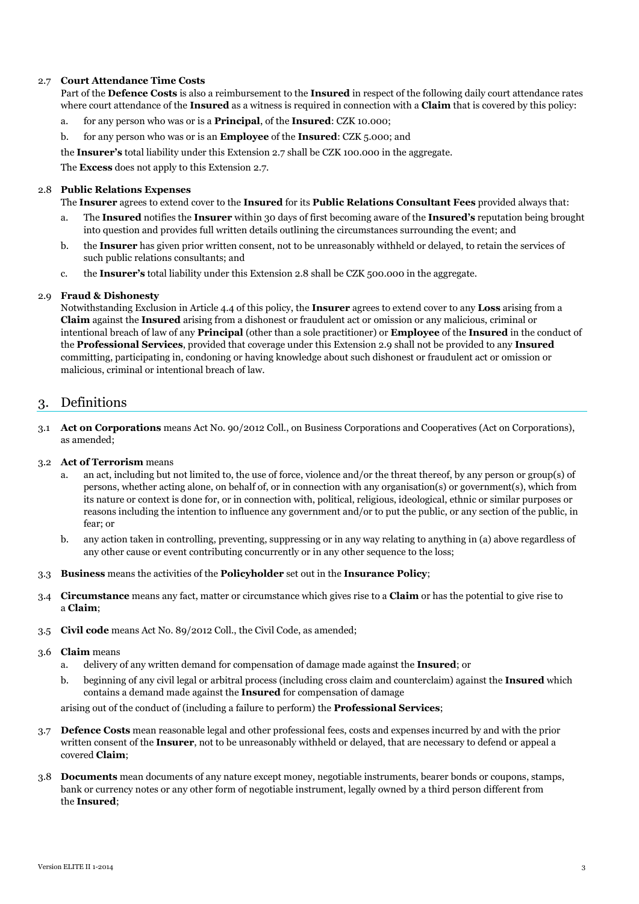### 2.7 Court Attendance Time Costs

Part of the **Defence Costs** is also a reimbursement to the **Insured** in respect of the following daily court attendance rates where court attendance of the **Insured** as a witness is required in connection with a **Claim** that is covered by this policy:

a. for any person who was or is a **Principal**, of the **Insured**: CZK 10.000;

b. for any person who was or is an **Employee** of the **Insured**: CZK 5.000; and

the **Insurer's** total liability under this Extension 2.7 shall be CZK 100.000 in the aggregate.

The **Excess** does not apply to this Extension 2.7.

### 2.8 Public Relations Expenses

The **Insurer** agrees to extend cover to the **Insured** for its **Public Relations Consultant Fees** provided always that:

a. The **Insured** notifies the **Insurer** within 30 days of first becoming aware of the **Insured's** reputation being brought into question and provides full written details outlining the circumstances surrounding the event; and

b. the **Insurer** has given prior written consent, not to be unreasonably withheld or delayed, to retain the services of such public relations consultants; and

c. the **Insurer's** total liability under this Extension 2.8 shall be CZK 500.000 in the aggregate.

### 2.9 Fraud & Dishonesty

Notwithstanding Exclusion in Article 4.4 of this policy, the **Insurer** agrees to extend cover to any **Loss** arising from a **Claim** against the **Insured** arising from a dishonest or fraudulent act or omission or any malicious, criminal or intentional breach of law of any **Principal** (other than a sole practitioner) or **Employee** of the **Insured** in the conduct of the **Professional Services**, provided that coverage under this Extension 2.9 shall not be provided to any **Insured** committing, participating in, condoning or having knowledge about such dishonest or fraudulent act or omission or malicious, criminal or intentional breach of law.

## 3. Definitions

3.1 **Act on Corporations** means Act No. 90/2012 Coll., on Business Corporations and Cooperatives (Act on Corporations), as amended;

3.2 **Act of Terrorism** means

a. an act, including but not limited to, the use of force, violence and/or the threat thereof, by any person or group(s) of persons, whether acting alone, on behalf of, or in connection with any organisation(s) or government(s), which from its nature or context is done for, or in connection with, political, religious, ideological, ethnic or similar purposes or reasons including the intention to influence any government and/or to put the public, or any section of the public, in fear; or

b. any action taken in controlling, preventing, suppressing or in any way relating to anything in (a) above regardless of any other cause or event contributing concurrently or in any other sequence to the loss;

3.3 **Business** means the activities of the **Policyholder** set out in the **Insurance Policy**;

3.4 **Circumstance** means any fact, matter or circumstance which gives rise to a **Claim** or has the potential to give rise to a **Claim**;

3.5 **Civil code** means Act No. 89/2012 Coll., the Civil Code, as amended;

3.6 **Claim** means

a. delivery of any written demand for compensation of damage made against the **Insured**; or

b. beginning of any civil legal or arbitral process (including cross claim and counterclaim) against the **Insured** which contains a demand made against the **Insured** for compensation of damage

arising out of the conduct of (including a failure to perform) the **Professional Services**;

3.7 **Defence Costs** mean reasonable legal and other professional fees, costs and expenses incurred by and with the prior written consent of the **Insurer**, not to be unreasonably withheld or delayed, that are necessary to defend or appeal a covered **Claim**;

3.8 **Documents** mean documents of any nature except money, negotiable instruments, bearer bonds or coupons, stamps, bank or currency notes or any other form of negotiable instrument, legally owned by a third person different from the **Insured**;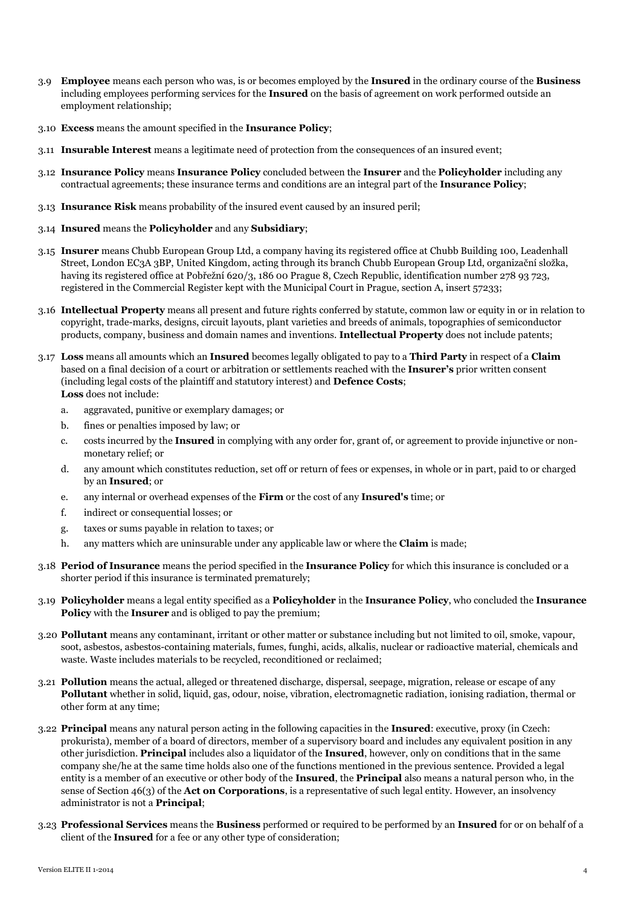3.9 **Employee** means each person who was, is or becomes employed by the **Insured** in the ordinary course of the **Business** including employees performing services for the **Insured** on the basis of agreement on work performed outside an employment relationship;

3.10 **Excess** means the amount specified in the **Insurance Policy**;

3.11 **Insurable Interest** means a legitimate need of protection from the consequences of an insured event;

3.12 **Insurance Policy** means **Insurance Policy** concluded between the **Insurer** and the **Policyholder** including any contractual agreements; these insurance terms and conditions are an integral part of the **Insurance Policy**;

3.13 **Insurance Risk** means probability of the insured event caused by an insured peril;

3.14 **Insured** means the **Policyholder** and any **Subsidiary**;

3.15 **Insurer** means Chubb European Group Ltd, a company having its registered office at Chubb Building 100, Leadenhall Street, London EC3A 3BP, United Kingdom, acting through its branch Chubb European Group Ltd, organizační složka, having its registered office at Pobřežní 620/3, 186 00 Prague 8, Czech Republic, identification number 278 93 723, registered in the Commercial Register kept with the Municipal Court in Prague, section A, insert 57233;

3.16 **Intellectual Property** means all present and future rights conferred by statute, common law or equity in or in relation to copyright, trade-marks, designs, circuit layouts, plant varieties and breeds of animals, topographies of semiconductor products, company, business and domain names and inventions. **Intellectual Property** does not include patents;

3.17 **Loss** means all amounts which an **Insured** becomes legally obligated to pay to a **Third Party** in respect of a **Claim** based on a final decision of a court or arbitration or settlements reached with the **Insurer's** prior written consent (including legal costs of the plaintiff and statutory interest) and **Defence Costs**;
**Loss** does not include:

a. aggravated, punitive or exemplary damages; or

b. fines or penalties imposed by law; or

c. costs incurred by the **Insured** in complying with any order for, grant of, or agreement to provide injunctive or non-monetary relief; or

d. any amount which constitutes reduction, set off or return of fees or expenses, in whole or in part, paid to or charged by an **Insured**; or

e. any internal or overhead expenses of the **Firm** or the cost of any **Insured's** time; or

f. indirect or consequential losses; or

g. taxes or sums payable in relation to taxes; or

h. any matters which are uninsurable under any applicable law or where the **Claim** is made;

3.18 **Period of Insurance** means the period specified in the **Insurance Policy** for which this insurance is concluded or a shorter period if this insurance is terminated prematurely;

3.19 **Policyholder** means a legal entity specified as a **Policyholder** in the **Insurance Policy**, who concluded the **Insurance Policy** with the **Insurer** and is obliged to pay the premium;

3.20 **Pollutant** means any contaminant, irritant or other matter or substance including but not limited to oil, smoke, vapour, soot, asbestos, asbestos-containing materials, fumes, funghi, acids, alkalis, nuclear or radioactive material, chemicals and waste. Waste includes materials to be recycled, reconditioned or reclaimed;

3.21 **Pollution** means the actual, alleged or threatened discharge, dispersal, seepage, migration, release or escape of any **Pollutant** whether in solid, liquid, gas, odour, noise, vibration, electromagnetic radiation, ionising radiation, thermal or other form at any time;

3.22 **Principal** means any natural person acting in the following capacities in the **Insured**: executive, proxy (in Czech: prokurista), member of a board of directors, member of a supervisory board and includes any equivalent position in any other jurisdiction. **Principal** includes also a liquidator of the **Insured**, however, only on conditions that in the same company she/he at the same time holds also one of the functions mentioned in the previous sentence. Provided a legal entity is a member of an executive or other body of the **Insured**, the **Principal** also means a natural person who, in the sense of Section 46(3) of the **Act on Corporations**, is a representative of such legal entity. However, an insolvency administrator is not a **Principal**;

3.23 **Professional Services** means the **Business** performed or required to be performed by an **Insured** for or on behalf of a client of the **Insured** for a fee or any other type of consideration;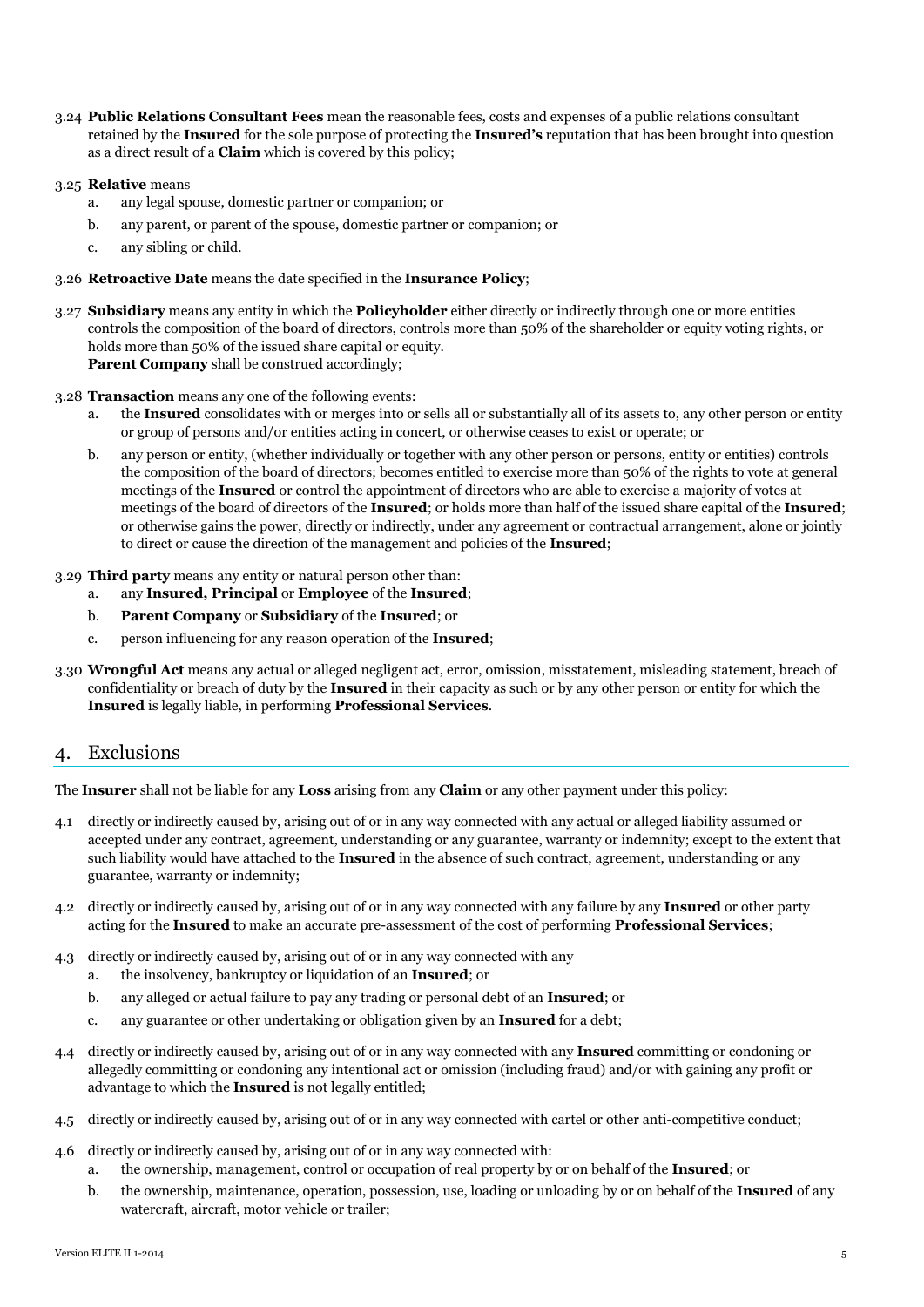3.24 **Public Relations Consultant Fees** mean the reasonable fees, costs and expenses of a public relations consultant retained by the **Insured** for the sole purpose of protecting the **Insured's** reputation that has been brought into question as a direct result of a **Claim** which is covered by this policy;

3.25 **Relative** means

a. any legal spouse, domestic partner or companion; or

b. any parent, or parent of the spouse, domestic partner or companion; or

c. any sibling or child.

3.26 **Retroactive Date** means the date specified in the **Insurance Policy**;

3.27 **Subsidiary** means any entity in which the **Policyholder** either directly or indirectly through one or more entities controls the composition of the board of directors, controls more than 50% of the shareholder or equity voting rights, or holds more than 50% of the issued share capital or equity.
**Parent Company** shall be construed accordingly;

3.28 **Transaction** means any one of the following events:

a. the **Insured** consolidates with or merges into or sells all or substantially all of its assets to, any other person or entity or group of persons and/or entities acting in concert, or otherwise ceases to exist or operate; or

b. any person or entity, (whether individually or together with any other person or persons, entity or entities) controls the composition of the board of directors; becomes entitled to exercise more than 50% of the rights to vote at general meetings of the **Insured** or control the appointment of directors who are able to exercise a majority of votes at meetings of the board of directors of the **Insured**; or holds more than half of the issued share capital of the **Insured**; or otherwise gains the power, directly or indirectly, under any agreement or contractual arrangement, alone or jointly to direct or cause the direction of the management and policies of the **Insured**;

3.29 **Third party** means any entity or natural person other than:

a. any **Insured, Principal** or **Employee** of the **Insured**;

b. **Parent Company** or **Subsidiary** of the **Insured**; or

c. person influencing for any reason operation of the **Insured**;

3.30 **Wrongful Act** means any actual or alleged negligent act, error, omission, misstatement, misleading statement, breach of confidentiality or breach of duty by the **Insured** in their capacity as such or by any other person or entity for which the **Insured** is legally liable, in performing **Professional Services**.

## 4. Exclusions

The **Insurer** shall not be liable for any **Loss** arising from any **Claim** or any other payment under this policy:

4.1 directly or indirectly caused by, arising out of or in any way connected with any actual or alleged liability assumed or accepted under any contract, agreement, understanding or any guarantee, warranty or indemnity; except to the extent that such liability would have attached to the **Insured** in the absence of such contract, agreement, understanding or any guarantee, warranty or indemnity;

4.2 directly or indirectly caused by, arising out of or in any way connected with any failure by any **Insured** or other party acting for the **Insured** to make an accurate pre-assessment of the cost of performing **Professional Services**;

4.3 directly or indirectly caused by, arising out of or in any way connected with any

a. the insolvency, bankruptcy or liquidation of an **Insured**; or

b. any alleged or actual failure to pay any trading or personal debt of an **Insured**; or

c. any guarantee or other undertaking or obligation given by an **Insured** for a debt;

4.4 directly or indirectly caused by, arising out of or in any way connected with any **Insured** committing or condoning or allegedly committing or condoning any intentional act or omission (including fraud) and/or with gaining any profit or advantage to which the **Insured** is not legally entitled;

4.5 directly or indirectly caused by, arising out of or in any way connected with cartel or other anti-competitive conduct;

4.6 directly or indirectly caused by, arising out of or in any way connected with:

a. the ownership, management, control or occupation of real property by or on behalf of the **Insured**; or

b. the ownership, maintenance, operation, possession, use, loading or unloading by or on behalf of the **Insured** of any watercraft, aircraft, motor vehicle or trailer;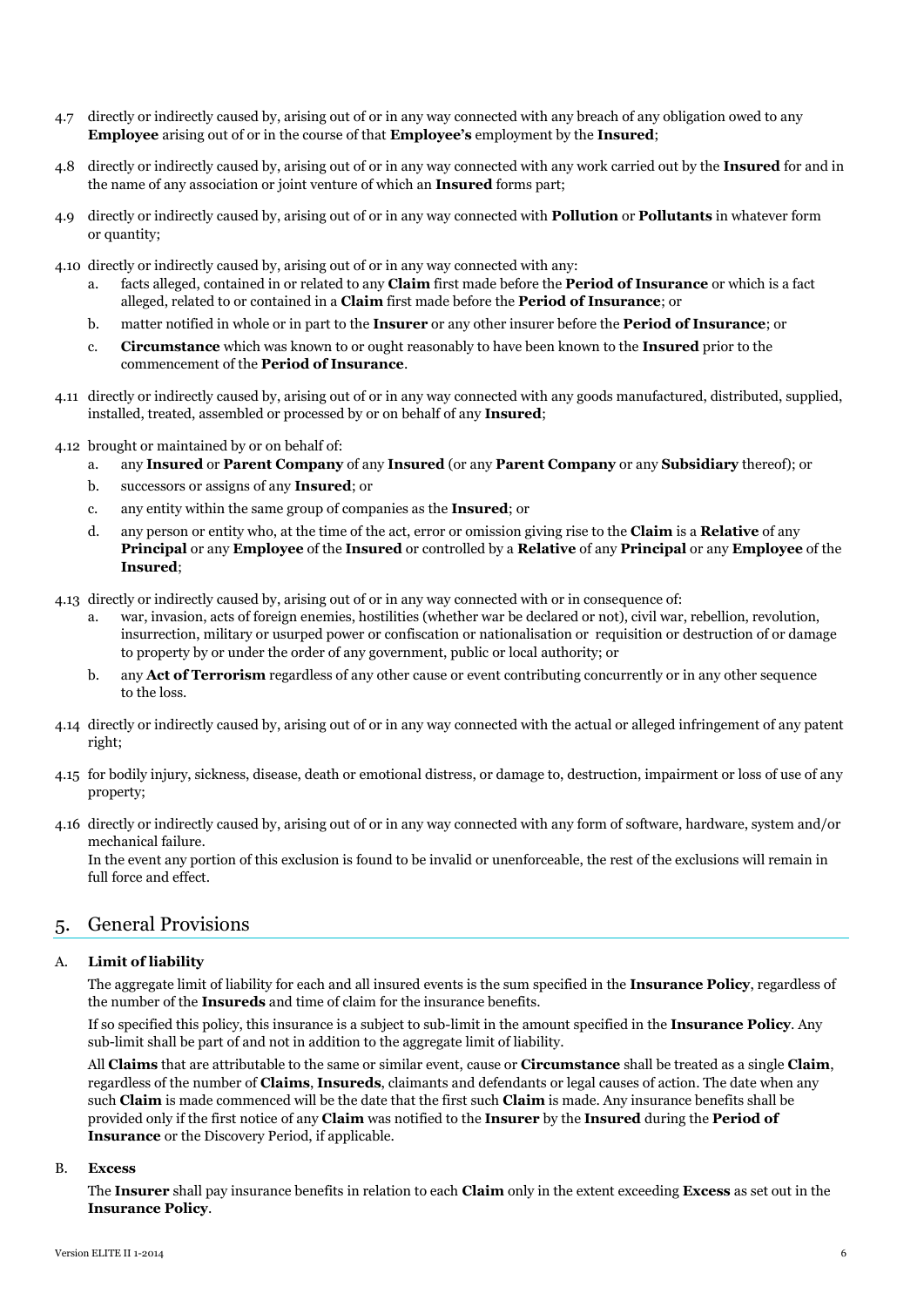4.7 directly or indirectly caused by, arising out of or in any way connected with any breach of any obligation owed to any **Employee** arising out of or in the course of that **Employee's** employment by the **Insured**;

4.8 directly or indirectly caused by, arising out of or in any way connected with any work carried out by the **Insured** for and in the name of any association or joint venture of which an **Insured** forms part;

4.9 directly or indirectly caused by, arising out of or in any way connected with **Pollution** or **Pollutants** in whatever form or quantity;

4.10 directly or indirectly caused by, arising out of or in any way connected with any:

- a. facts alleged, contained in or related to any **Claim** first made before the **Period of Insurance** or which is a fact alleged, related to or contained in a **Claim** first made before the **Period of Insurance**; or
- b. matter notified in whole or in part to the **Insurer** or any other insurer before the **Period of Insurance**; or
- c. **Circumstance** which was known to or ought reasonably to have been known to the **Insured** prior to the commencement of the **Period of Insurance**.

4.11 directly or indirectly caused by, arising out of or in any way connected with any goods manufactured, distributed, supplied, installed, treated, assembled or processed by or on behalf of any **Insured**;

4.12 brought or maintained by or on behalf of:

- a. any **Insured** or **Parent Company** of any **Insured** (or any **Parent Company** or any **Subsidiary** thereof); or
- b. successors or assigns of any **Insured**; or
- c. any entity within the same group of companies as the **Insured**; or
- d. any person or entity who, at the time of the act, error or omission giving rise to the **Claim** is a **Relative** of any **Principal** or any **Employee** of the **Insured** or controlled by a **Relative** of any **Principal** or any **Employee** of the **Insured**;

4.13 directly or indirectly caused by, arising out of or in any way connected with or in consequence of:

- a. war, invasion, acts of foreign enemies, hostilities (whether war be declared or not), civil war, rebellion, revolution, insurrection, military or usurped power or confiscation or nationalisation or requisition or destruction of or damage to property by or under the order of any government, public or local authority; or
- b. any **Act of Terrorism** regardless of any other cause or event contributing concurrently or in any other sequence to the loss.

4.14 directly or indirectly caused by, arising out of or in any way connected with the actual or alleged infringement of any patent right;

4.15 for bodily injury, sickness, disease, death or emotional distress, or damage to, destruction, impairment or loss of use of any property;

4.16 directly or indirectly caused by, arising out of or in any way connected with any form of software, hardware, system and/or mechanical failure.
In the event any portion of this exclusion is found to be invalid or unenforceable, the rest of the exclusions will remain in full force and effect.

## 5. General Provisions

### A. Limit of liability

The aggregate limit of liability for each and all insured events is the sum specified in the **Insurance Policy**, regardless of the number of the **Insureds** and time of claim for the insurance benefits.

If so specified this policy, this insurance is a subject to sub-limit in the amount specified in the **Insurance Policy**. Any sub-limit shall be part of and not in addition to the aggregate limit of liability.

All **Claims** that are attributable to the same or similar event, cause or **Circumstance** shall be treated as a single **Claim**, regardless of the number of **Claims**, **Insureds**, claimants and defendants or legal causes of action. The date when any such **Claim** is made commenced will be the date that the first such **Claim** is made. Any insurance benefits shall be provided only if the first notice of any **Claim** was notified to the **Insurer** by the **Insured** during the **Period of Insurance** or the Discovery Period, if applicable.

### B. Excess

The **Insurer** shall pay insurance benefits in relation to each **Claim** only in the extent exceeding **Excess** as set out in the **Insurance Policy**.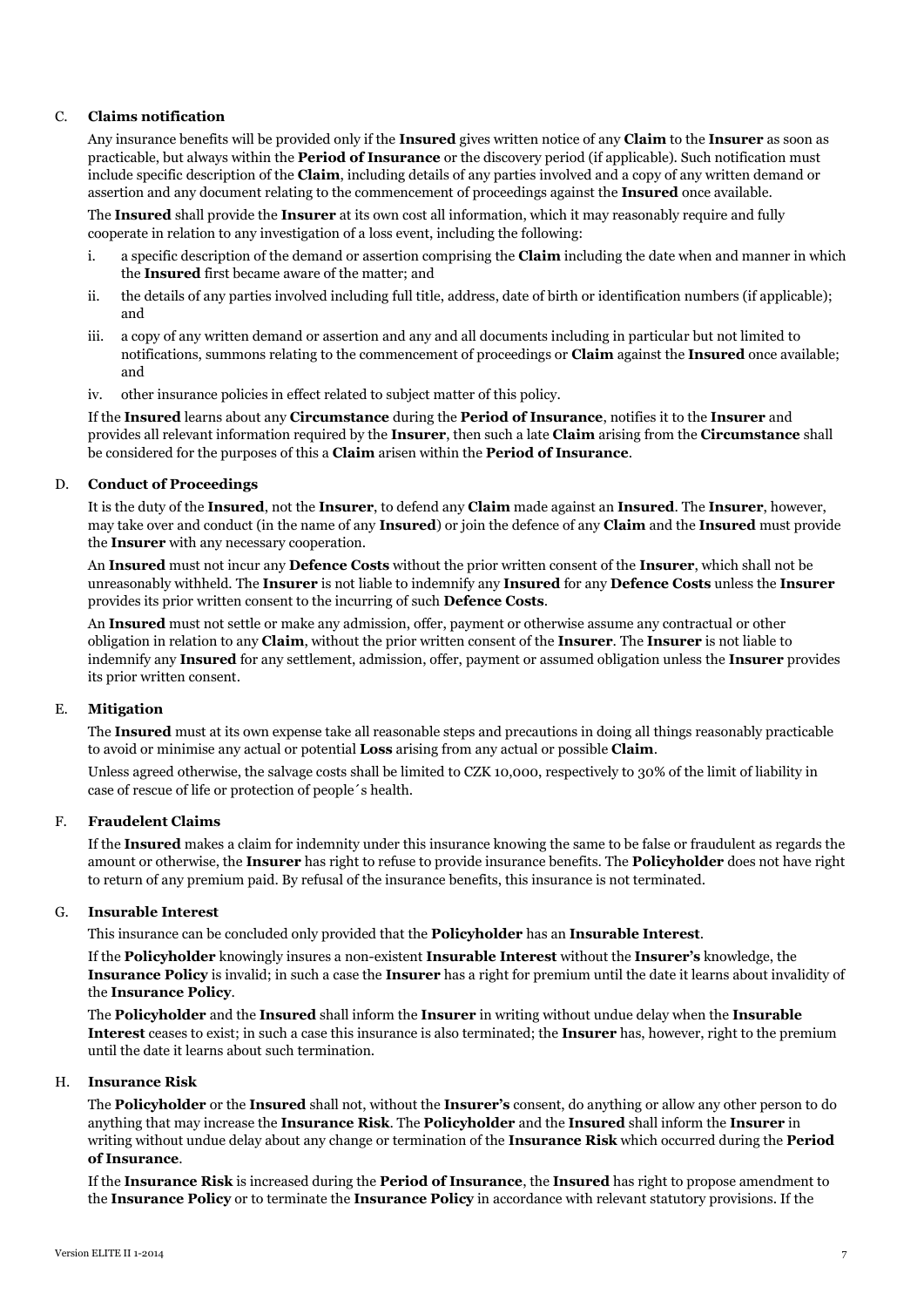C. **Claims notification**

Any insurance benefits will be provided only if the **Insured** gives written notice of any **Claim** to the **Insurer** as soon as practicable, but always within the **Period of Insurance** or the discovery period (if applicable). Such notification must include specific description of the **Claim**, including details of any parties involved and a copy of any written demand or assertion and any document relating to the commencement of proceedings against the **Insured** once available.

The **Insured** shall provide the **Insurer** at its own cost all information, which it may reasonably require and fully cooperate in relation to any investigation of a loss event, including the following:

i. a specific description of the demand or assertion comprising the **Claim** including the date when and manner in which the **Insured** first became aware of the matter; and

ii. the details of any parties involved including full title, address, date of birth or identification numbers (if applicable); and

iii. a copy of any written demand or assertion and any and all documents including in particular but not limited to notifications, summons relating to the commencement of proceedings or **Claim** against the **Insured** once available; and

iv. other insurance policies in effect related to subject matter of this policy.

If the **Insured** learns about any **Circumstance** during the **Period of Insurance**, notifies it to the **Insurer** and provides all relevant information required by the **Insurer**, then such a late **Claim** arising from the **Circumstance** shall be considered for the purposes of this a **Claim** arisen within the **Period of Insurance**.

D. **Conduct of Proceedings**

It is the duty of the **Insured**, not the **Insurer**, to defend any **Claim** made against an **Insured**. The **Insurer**, however, may take over and conduct (in the name of any **Insured**) or join the defence of any **Claim** and the **Insured** must provide the **Insurer** with any necessary cooperation.

An **Insured** must not incur any **Defence Costs** without the prior written consent of the **Insurer**, which shall not be unreasonably withheld. The **Insurer** is not liable to indemnify any **Insured** for any **Defence Costs** unless the **Insurer** provides its prior written consent to the incurring of such **Defence Costs**.

An **Insured** must not settle or make any admission, offer, payment or otherwise assume any contractual or other obligation in relation to any **Claim**, without the prior written consent of the **Insurer**. The **Insurer** is not liable to indemnify any **Insured** for any settlement, admission, offer, payment or assumed obligation unless the **Insurer** provides its prior written consent.

E. **Mitigation**

The **Insured** must at its own expense take all reasonable steps and precautions in doing all things reasonably practicable to avoid or minimise any actual or potential **Loss** arising from any actual or possible **Claim**.

Unless agreed otherwise, the salvage costs shall be limited to CZK 10,000, respectively to 30% of the limit of liability in case of rescue of life or protection of people´s health.

F. **Fraudelent Claims**

If the **Insured** makes a claim for indemnity under this insurance knowing the same to be false or fraudulent as regards the amount or otherwise, the **Insurer** has right to refuse to provide insurance benefits. The **Policyholder** does not have right to return of any premium paid. By refusal of the insurance benefits, this insurance is not terminated.

G. **Insurable Interest**

This insurance can be concluded only provided that the **Policyholder** has an **Insurable Interest**.

If the **Policyholder** knowingly insures a non-existent **Insurable Interest** without the **Insurer's** knowledge, the **Insurance Policy** is invalid; in such a case the **Insurer** has a right for premium until the date it learns about invalidity of the **Insurance Policy**.

The **Policyholder** and the **Insured** shall inform the **Insurer** in writing without undue delay when the **Insurable Interest** ceases to exist; in such a case this insurance is also terminated; the **Insurer** has, however, right to the premium until the date it learns about such termination.

H. **Insurance Risk**

The **Policyholder** or the **Insured** shall not, without the **Insurer's** consent, do anything or allow any other person to do anything that may increase the **Insurance Risk**. The **Policyholder** and the **Insured** shall inform the **Insurer** in writing without undue delay about any change or termination of the **Insurance Risk** which occurred during the **Period of Insurance**.

If the **Insurance Risk** is increased during the **Period of Insurance**, the **Insured** has right to propose amendment to the **Insurance Policy** or to terminate the **Insurance Policy** in accordance with relevant statutory provisions. If the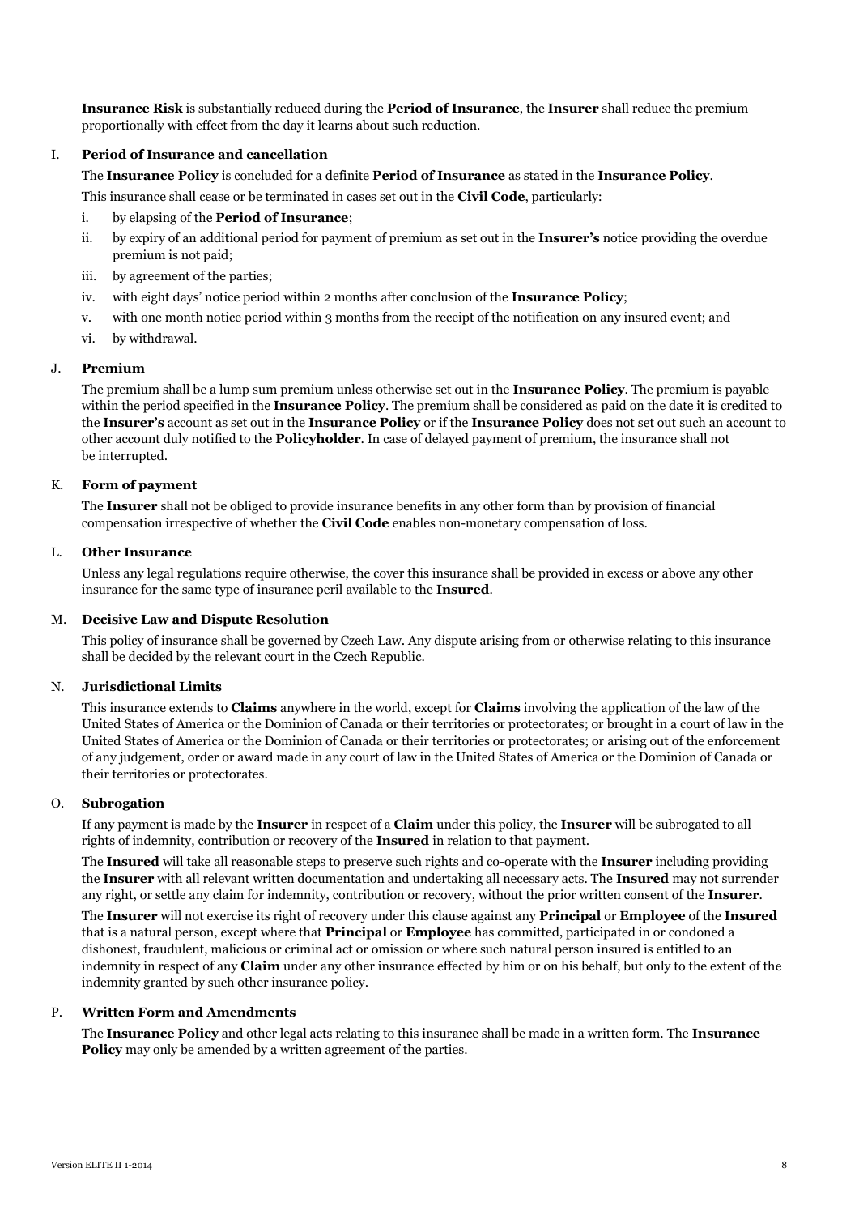**Insurance Risk** is substantially reduced during the **Period of Insurance**, the **Insurer** shall reduce the premium proportionally with effect from the day it learns about such reduction.

### I. Period of Insurance and cancellation

The **Insurance Policy** is concluded for a definite **Period of Insurance** as stated in the **Insurance Policy**.

This insurance shall cease or be terminated in cases set out in the **Civil Code**, particularly:

i. by elapsing of the **Period of Insurance**;

ii. by expiry of an additional period for payment of premium as set out in the **Insurer's** notice providing the overdue premium is not paid;

iii. by agreement of the parties;

iv. with eight days' notice period within 2 months after conclusion of the **Insurance Policy**;

v. with one month notice period within 3 months from the receipt of the notification on any insured event; and

vi. by withdrawal.

### J. Premium

The premium shall be a lump sum premium unless otherwise set out in the **Insurance Policy**. The premium is payable within the period specified in the **Insurance Policy**. The premium shall be considered as paid on the date it is credited to the **Insurer's** account as set out in the **Insurance Policy** or if the **Insurance Policy** does not set out such an account to other account duly notified to the **Policyholder**. In case of delayed payment of premium, the insurance shall not be interrupted.

### K. Form of payment

The **Insurer** shall not be obliged to provide insurance benefits in any other form than by provision of financial compensation irrespective of whether the **Civil Code** enables non-monetary compensation of loss.

### L. Other Insurance

Unless any legal regulations require otherwise, the cover this insurance shall be provided in excess or above any other insurance for the same type of insurance peril available to the **Insured**.

### M. Decisive Law and Dispute Resolution

This policy of insurance shall be governed by Czech Law. Any dispute arising from or otherwise relating to this insurance shall be decided by the relevant court in the Czech Republic.

### N. Jurisdictional Limits

This insurance extends to **Claims** anywhere in the world, except for **Claims** involving the application of the law of the United States of America or the Dominion of Canada or their territories or protectorates; or brought in a court of law in the United States of America or the Dominion of Canada or their territories or protectorates; or arising out of the enforcement of any judgement, order or award made in any court of law in the United States of America or the Dominion of Canada or their territories or protectorates.

### O. Subrogation

If any payment is made by the **Insurer** in respect of a **Claim** under this policy, the **Insurer** will be subrogated to all rights of indemnity, contribution or recovery of the **Insured** in relation to that payment.

The **Insured** will take all reasonable steps to preserve such rights and co-operate with the **Insurer** including providing the **Insurer** with all relevant written documentation and undertaking all necessary acts. The **Insured** may not surrender any right, or settle any claim for indemnity, contribution or recovery, without the prior written consent of the **Insurer**.

The **Insurer** will not exercise its right of recovery under this clause against any **Principal** or **Employee** of the **Insured** that is a natural person, except where that **Principal** or **Employee** has committed, participated in or condoned a dishonest, fraudulent, malicious or criminal act or omission or where such natural person insured is entitled to an indemnity in respect of any **Claim** under any other insurance effected by him or on his behalf, but only to the extent of the indemnity granted by such other insurance policy.

### P. Written Form and Amendments

The **Insurance Policy** and other legal acts relating to this insurance shall be made in a written form. The **Insurance Policy** may only be amended by a written agreement of the parties.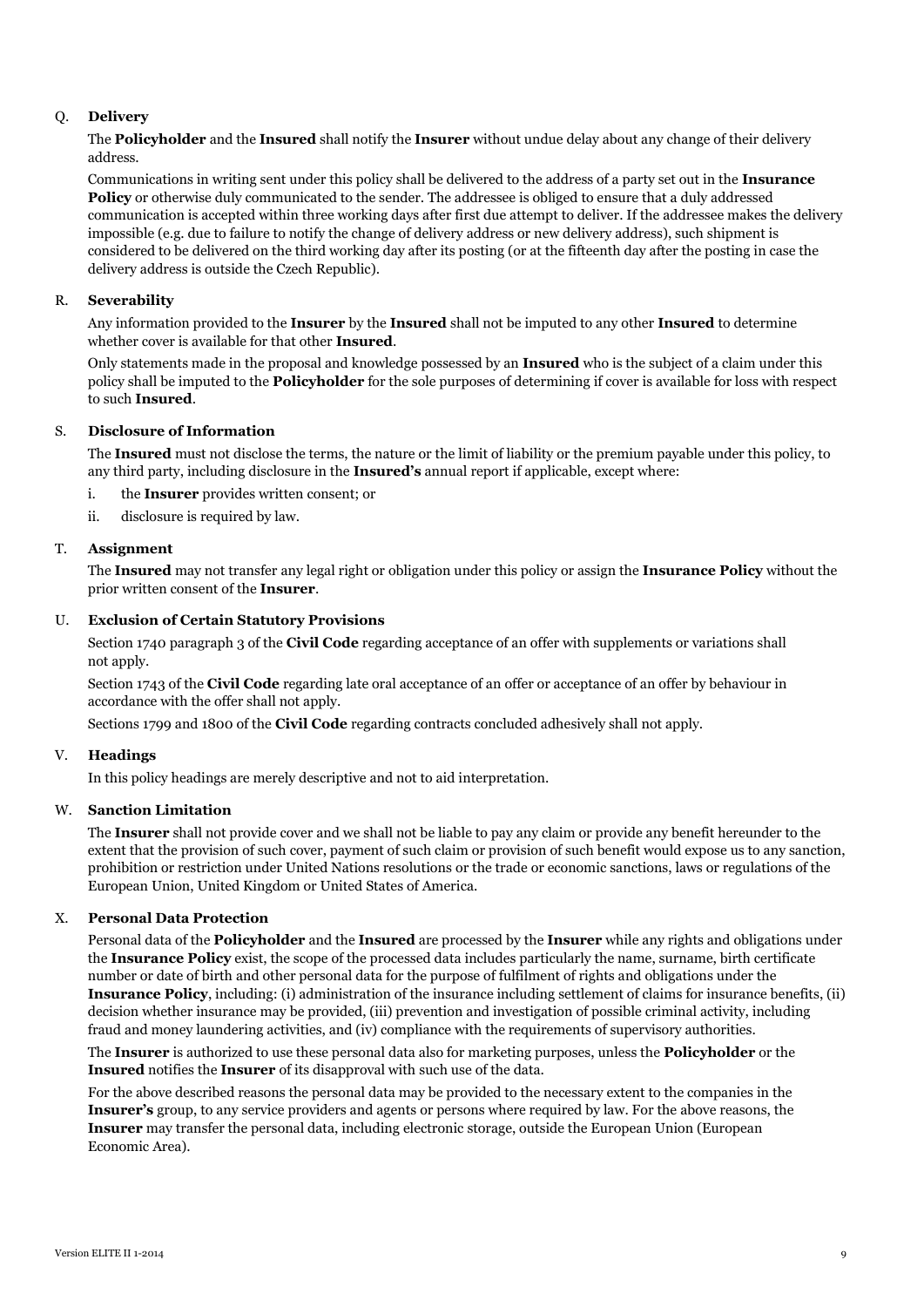### Q. **Delivery**

The **Policyholder** and the **Insured** shall notify the **Insurer** without undue delay about any change of their delivery address.

Communications in writing sent under this policy shall be delivered to the address of a party set out in the **Insurance Policy** or otherwise duly communicated to the sender. The addressee is obliged to ensure that a duly addressed communication is accepted within three working days after first due attempt to deliver. If the addressee makes the delivery impossible (e.g. due to failure to notify the change of delivery address or new delivery address), such shipment is considered to be delivered on the third working day after its posting (or at the fifteenth day after the posting in case the delivery address is outside the Czech Republic).

### R. **Severability**

Any information provided to the **Insurer** by the **Insured** shall not be imputed to any other **Insured** to determine whether cover is available for that other **Insured**.

Only statements made in the proposal and knowledge possessed by an **Insured** who is the subject of a claim under this policy shall be imputed to the **Policyholder** for the sole purposes of determining if cover is available for loss with respect to such **Insured**.

### S. **Disclosure of Information**

The **Insured** must not disclose the terms, the nature or the limit of liability or the premium payable under this policy, to any third party, including disclosure in the **Insured's** annual report if applicable, except where:

i. the **Insurer** provides written consent; or

ii. disclosure is required by law.

### T. **Assignment**

The **Insured** may not transfer any legal right or obligation under this policy or assign the **Insurance Policy** without the prior written consent of the **Insurer**.

### U. **Exclusion of Certain Statutory Provisions**

Section 1740 paragraph 3 of the **Civil Code** regarding acceptance of an offer with supplements or variations shall not apply.

Section 1743 of the **Civil Code** regarding late oral acceptance of an offer or acceptance of an offer by behaviour in accordance with the offer shall not apply.

Sections 1799 and 1800 of the **Civil Code** regarding contracts concluded adhesively shall not apply.

### V. **Headings**

In this policy headings are merely descriptive and not to aid interpretation.

### W. **Sanction Limitation**

The **Insurer** shall not provide cover and we shall not be liable to pay any claim or provide any benefit hereunder to the extent that the provision of such cover, payment of such claim or provision of such benefit would expose us to any sanction, prohibition or restriction under United Nations resolutions or the trade or economic sanctions, laws or regulations of the European Union, United Kingdom or United States of America.

### X. **Personal Data Protection**

Personal data of the **Policyholder** and the **Insured** are processed by the **Insurer** while any rights and obligations under the **Insurance Policy** exist, the scope of the processed data includes particularly the name, surname, birth certificate number or date of birth and other personal data for the purpose of fulfilment of rights and obligations under the **Insurance Policy**, including: (i) administration of the insurance including settlement of claims for insurance benefits, (ii) decision whether insurance may be provided, (iii) prevention and investigation of possible criminal activity, including fraud and money laundering activities, and (iv) compliance with the requirements of supervisory authorities.

The **Insurer** is authorized to use these personal data also for marketing purposes, unless the **Policyholder** or the **Insured** notifies the **Insurer** of its disapproval with such use of the data.

For the above described reasons the personal data may be provided to the necessary extent to the companies in the **Insurer's** group, to any service providers and agents or persons where required by law. For the above reasons, the **Insurer** may transfer the personal data, including electronic storage, outside the European Union (European Economic Area).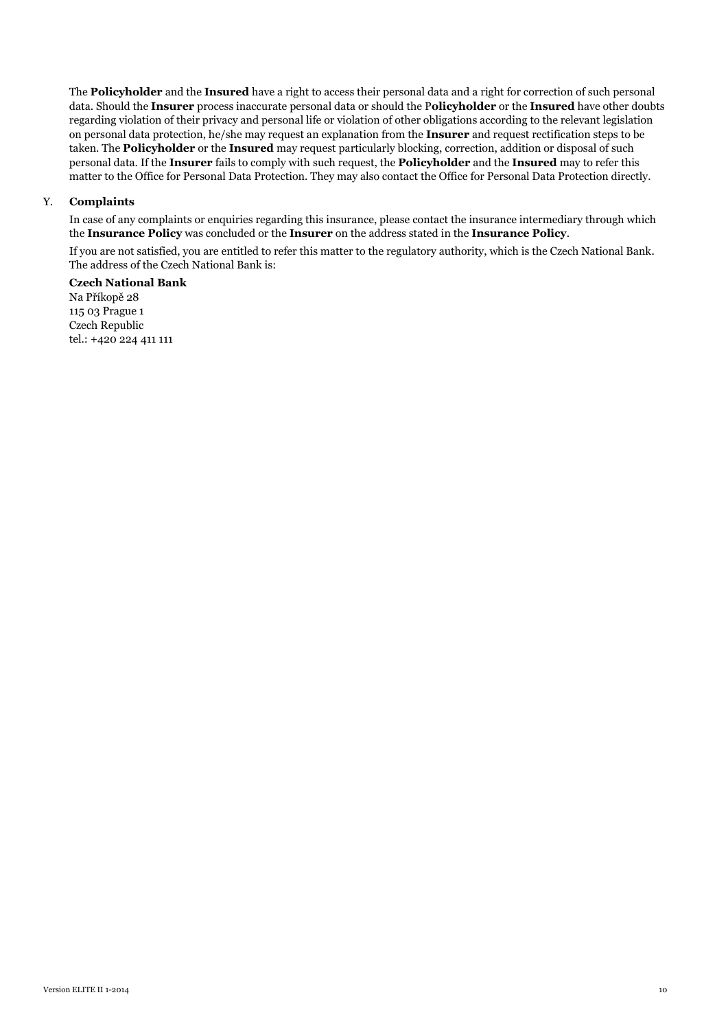The **Policyholder** and the **Insured** have a right to access their personal data and a right for correction of such personal data. Should the **Insurer** process inaccurate personal data or should the P**olicyholder** or the **Insured** have other doubts regarding violation of their privacy and personal life or violation of other obligations according to the relevant legislation on personal data protection, he/she may request an explanation from the **Insurer** and request rectification steps to be taken. The **Policyholder** or the **Insured** may request particularly blocking, correction, addition or disposal of such personal data. If the **Insurer** fails to comply with such request, the **Policyholder** and the **Insured** may to refer this matter to the Office for Personal Data Protection. They may also contact the Office for Personal Data Protection directly.

## Y. **Complaints**

In case of any complaints or enquiries regarding this insurance, please contact the insurance intermediary through which the **Insurance Policy** was concluded or the **Insurer** on the address stated in the **Insurance Policy**.

If you are not satisfied, you are entitled to refer this matter to the regulatory authority, which is the Czech National Bank. The address of the Czech National Bank is:

**Czech National Bank**
Na Příkopě 28
115 03 Prague 1
Czech Republic
tel.: +420 224 411 111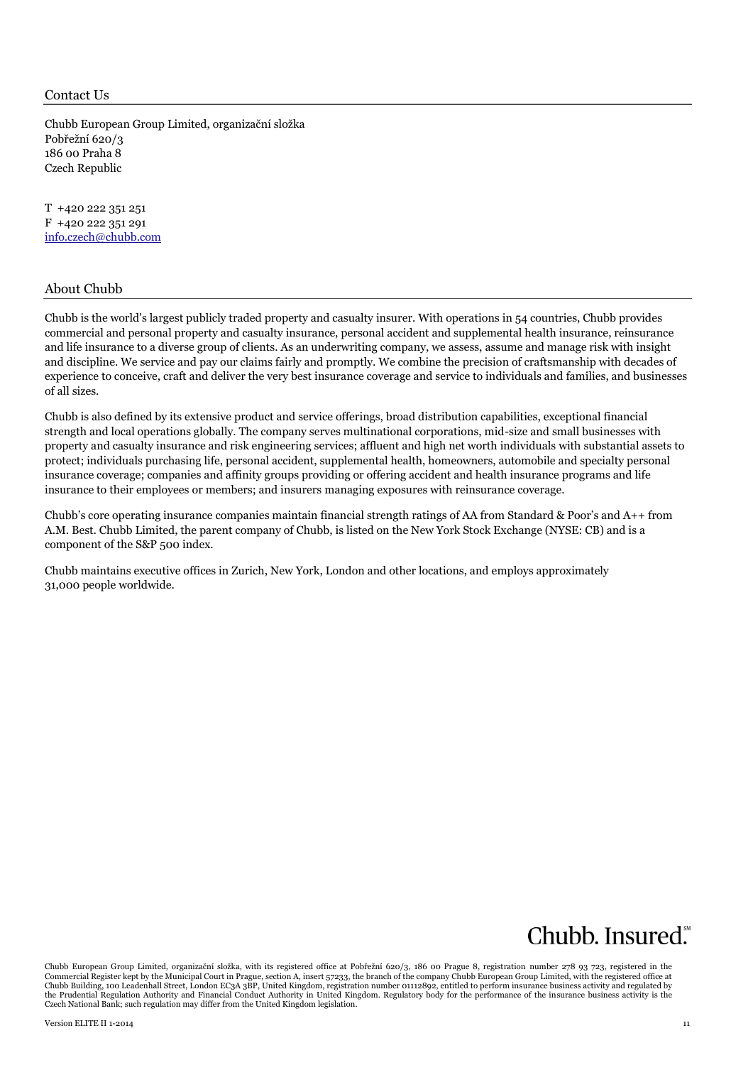## Contact Us

Chubb European Group Limited, organizační složka
Pobřežní 620/3
186 00 Praha 8
Czech Republic

T +420 222 351 251
F +420 222 351 291
info.czech@chubb.com

## About Chubb

Chubb is the world's largest publicly traded property and casualty insurer. With operations in 54 countries, Chubb provides commercial and personal property and casualty insurance, personal accident and supplemental health insurance, reinsurance and life insurance to a diverse group of clients. As an underwriting company, we assess, assume and manage risk with insight and discipline. We service and pay our claims fairly and promptly. We combine the precision of craftsmanship with decades of experience to conceive, craft and deliver the very best insurance coverage and service to individuals and families, and businesses of all sizes.

Chubb is also defined by its extensive product and service offerings, broad distribution capabilities, exceptional financial strength and local operations globally. The company serves multinational corporations, mid-size and small businesses with property and casualty insurance and risk engineering services; affluent and high net worth individuals with substantial assets to protect; individuals purchasing life, personal accident, supplemental health, homeowners, automobile and specialty personal insurance coverage; companies and affinity groups providing or offering accident and health insurance programs and life insurance to their employees or members; and insurers managing exposures with reinsurance coverage.

Chubb's core operating insurance companies maintain financial strength ratings of AA from Standard & Poor's and A++ from A.M. Best. Chubb Limited, the parent company of Chubb, is listed on the New York Stock Exchange (NYSE: CB) and is a component of the S&P 500 index.

Chubb maintains executive offices in Zurich, New York, London and other locations, and employs approximately 31,000 people worldwide.

Chubb. Insured.℠

Chubb European Group Limited, organizační složka, with its registered office at Pobřežní 620/3, 186 00 Prague 8, registration number 278 93 723, registered in the Commercial Register kept by the Municipal Court in Prague, section A, insert 57233, the branch of the company Chubb European Group Limited, with the registered office at Chubb Building, 100 Leadenhall Street, London EC3A 3BP, United Kingdom, registration number 01112892, entitled to perform insurance business activity and regulated by the Prudential Regulation Authority and Financial Conduct Authority in United Kingdom. Regulatory body for the performance of the insurance business activity is the Czech National Bank; such regulation may differ from the United Kingdom legislation.

Version ELITE II 1-2014